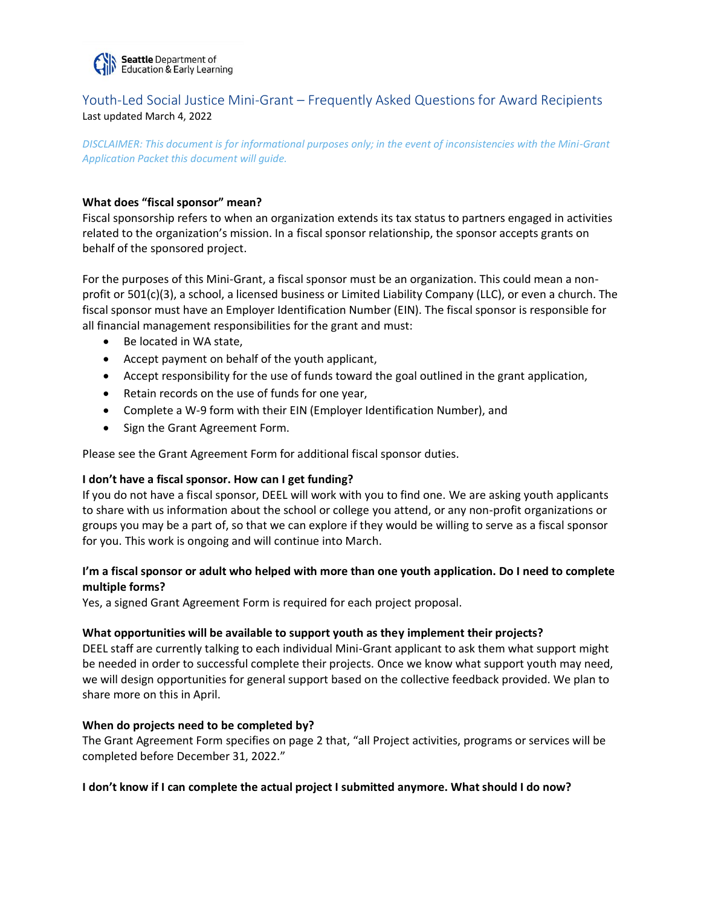Seattle Department of Education & Early Learning

# Youth-Led Social Justice Mini-Grant – Frequently Asked Questions for Award Recipients

Last updated March 4, 2022

*DISCLAIMER: This document is for informational purposes only; in the event of inconsistencies with the Mini-Grant Application Packet this document will guide.*

**What does "fiscal sponsor" mean?**

Fiscal sponsorship refers to when an organization extends its tax status to partners engaged in activities related to the organization's mission. In a fiscal sponsor relationship, the sponsor accepts grants on behalf of the sponsored project.

For the purposes of this Mini-Grant, a fiscal sponsor must be an organization. This could mean a non-profit or 501(c)(3), a school, a licensed business or Limited Liability Company (LLC), or even a church. The fiscal sponsor must have an Employer Identification Number (EIN). The fiscal sponsor is responsible for all financial management responsibilities for the grant and must:

- Be located in WA state,
- Accept payment on behalf of the youth applicant,
- Accept responsibility for the use of funds toward the goal outlined in the grant application,
- Retain records on the use of funds for one year,
- Complete a W-9 form with their EIN (Employer Identification Number), and
- Sign the Grant Agreement Form.

Please see the Grant Agreement Form for additional fiscal sponsor duties.

**I don't have a fiscal sponsor. How can I get funding?**

If you do not have a fiscal sponsor, DEEL will work with you to find one. We are asking youth applicants to share with us information about the school or college you attend, or any non-profit organizations or groups you may be a part of, so that we can explore if they would be willing to serve as a fiscal sponsor for you. This work is ongoing and will continue into March.

**I'm a fiscal sponsor or adult who helped with more than one youth application. Do I need to complete multiple forms?**

Yes, a signed Grant Agreement Form is required for each project proposal.

**What opportunities will be available to support youth as they implement their projects?**

DEEL staff are currently talking to each individual Mini-Grant applicant to ask them what support might be needed in order to successful complete their projects. Once we know what support youth may need, we will design opportunities for general support based on the collective feedback provided. We plan to share more on this in April.

**When do projects need to be completed by?**

The Grant Agreement Form specifies on page 2 that, "all Project activities, programs or services will be completed before December 31, 2022."

**I don't know if I can complete the actual project I submitted anymore. What should I do now?**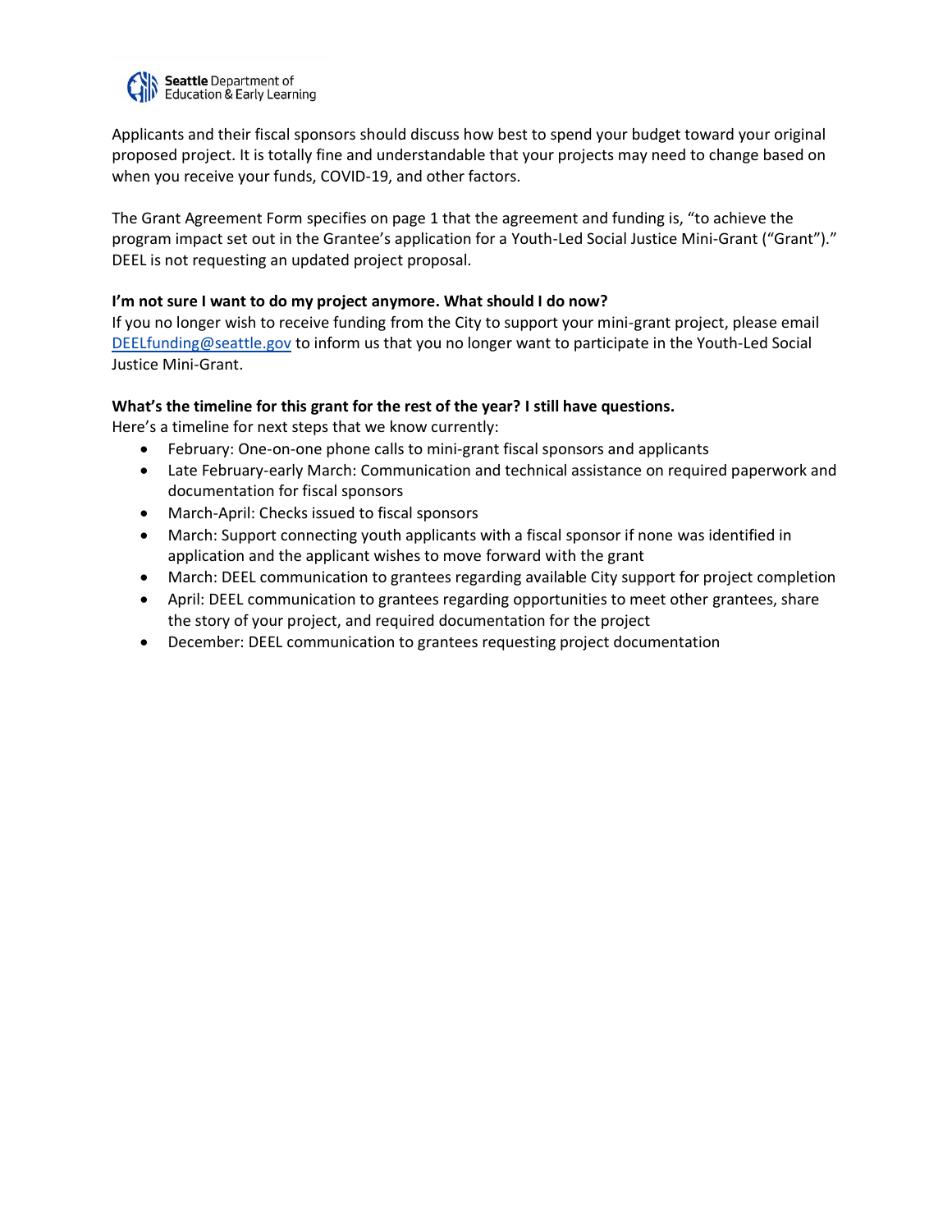Applicants and their fiscal sponsors should discuss how best to spend your budget toward your original proposed project. It is totally fine and understandable that your projects may need to change based on when you receive your funds, COVID-19, and other factors.

The Grant Agreement Form specifies on page 1 that the agreement and funding is, "to achieve the program impact set out in the Grantee's application for a Youth-Led Social Justice Mini-Grant ("Grant")." DEEL is not requesting an updated project proposal.

**I'm not sure I want to do my project anymore. What should I do now?**
If you no longer wish to receive funding from the City to support your mini-grant project, please email DEELfunding@seattle.gov to inform us that you no longer want to participate in the Youth-Led Social Justice Mini-Grant.

**What's the timeline for this grant for the rest of the year? I still have questions.**
Here's a timeline for next steps that we know currently:

- February: One-on-one phone calls to mini-grant fiscal sponsors and applicants
- Late February-early March: Communication and technical assistance on required paperwork and documentation for fiscal sponsors
- March-April: Checks issued to fiscal sponsors
- March: Support connecting youth applicants with a fiscal sponsor if none was identified in application and the applicant wishes to move forward with the grant
- March: DEEL communication to grantees regarding available City support for project completion
- April: DEEL communication to grantees regarding opportunities to meet other grantees, share the story of your project, and required documentation for the project
- December: DEEL communication to grantees requesting project documentation